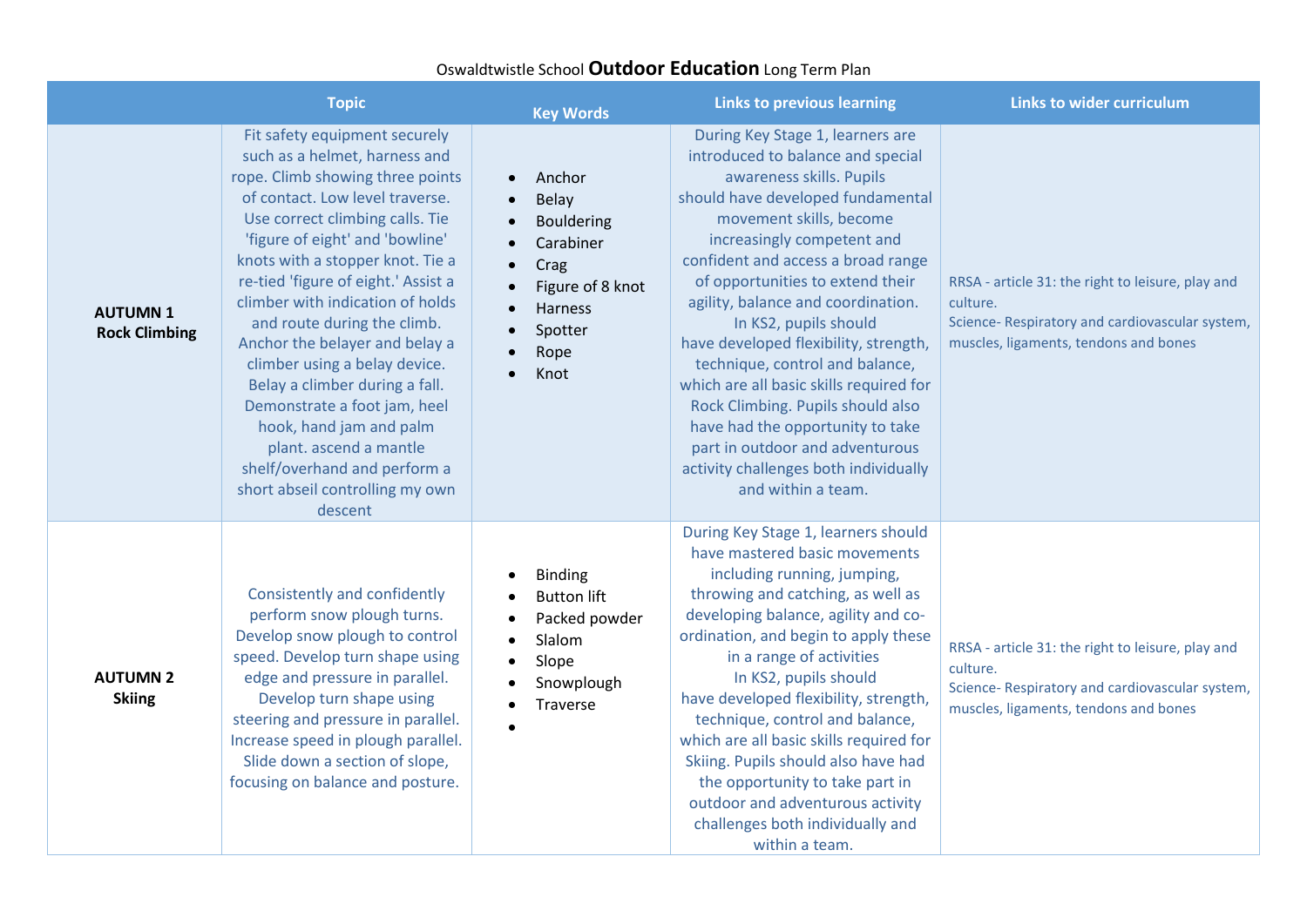Oswaldtwistle School **Outdoor Education** Long Term Plan

| | Topic | Key Words | Links to previous learning | Links to wider curriculum |
|---|---|---|---|---|
| **AUTUMN 1 Rock Climbing** | Fit safety equipment securely such as a helmet, harness and rope. Climb showing three points of contact. Low level traverse. Use correct climbing calls. Tie 'figure of eight' and 'bowline' knots with a stopper knot. Tie a re-tied 'figure of eight.' Assist a climber with indication of holds and route during the climb. Anchor the belayer and belay a climber using a belay device. Belay a climber during a fall. Demonstrate a foot jam, heel hook, hand jam and palm plant. ascend a mantle shelf/overhand and perform a short abseil controlling my own descent | • Anchor<br>• Belay<br>• Bouldering<br>• Carabiner<br>• Crag<br>• Figure of 8 knot<br>• Harness<br>• Spotter<br>• Rope<br>• Knot | During Key Stage 1, learners are introduced to balance and special awareness skills. Pupils should have developed fundamental movement skills, become increasingly competent and confident and access a broad range of opportunities to extend their agility, balance and coordination. In KS2, pupils should have developed flexibility, strength, technique, control and balance, which are all basic skills required for Rock Climbing. Pupils should also have had the opportunity to take part in outdoor and adventurous activity challenges both individually and within a team. | RRSA - article 31: the right to leisure, play and culture.<br>Science- Respiratory and cardiovascular system, muscles, ligaments, tendons and bones |
| **AUTUMN 2 Skiing** | Consistently and confidently perform snow plough turns. Develop snow plough to control speed. Develop turn shape using edge and pressure in parallel. Develop turn shape using steering and pressure in parallel. Increase speed in plough parallel. Slide down a section of slope, focusing on balance and posture. | • Binding<br>• Button lift<br>• Packed powder<br>• Slalom<br>• Slope<br>• Snowplough<br>• Traverse<br>• | During Key Stage 1, learners should have mastered basic movements including running, jumping, throwing and catching, as well as developing balance, agility and co-ordination, and begin to apply these in a range of activities In KS2, pupils should have developed flexibility, strength, technique, control and balance, which are all basic skills required for Skiing. Pupils should also have had the opportunity to take part in outdoor and adventurous activity challenges both individually and within a team. | RRSA - article 31: the right to leisure, play and culture.<br>Science- Respiratory and cardiovascular system, muscles, ligaments, tendons and bones |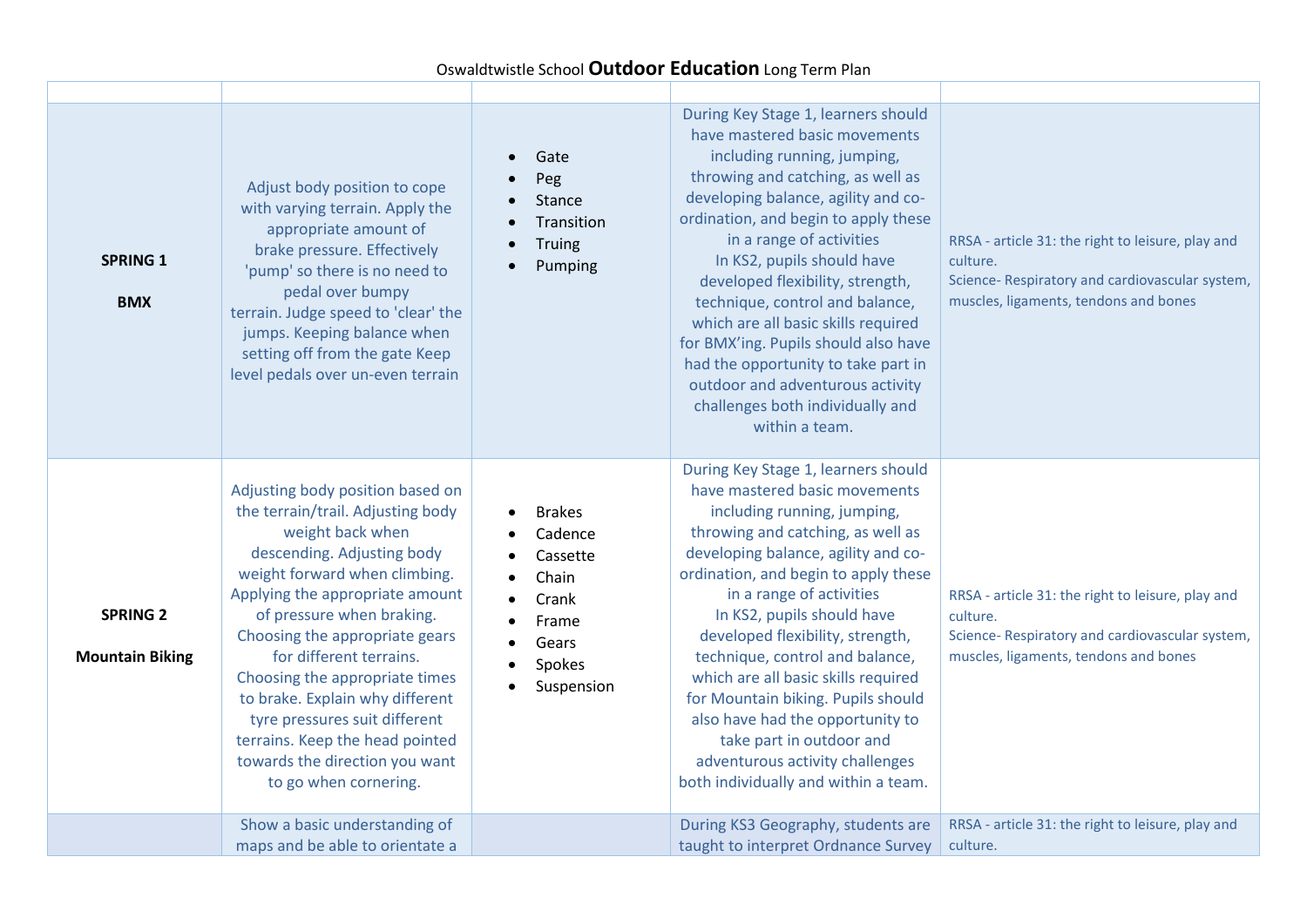Oswaldtwistle School **Outdoor Education** Long Term Plan

| | | | | |
|---|---|---|---|---|
| **SPRING 1**<br><br>**BMX** | Adjust body position to cope with varying terrain. Apply the appropriate amount of brake pressure. Effectively 'pump' so there is no need to pedal over bumpy terrain. Judge speed to 'clear' the jumps. Keeping balance when setting off from the gate Keep level pedals over un-even terrain | • Gate<br>• Peg<br>• Stance<br>• Transition<br>• Truing<br>• Pumping | During Key Stage 1, learners should have mastered basic movements including running, jumping, throwing and catching, as well as developing balance, agility and co-ordination, and begin to apply these in a range of activities<br>In KS2, pupils should have developed flexibility, strength, technique, control and balance, which are all basic skills required for BMX'ing. Pupils should also have had the opportunity to take part in outdoor and adventurous activity challenges both individually and within a team. | RRSA - article 31: the right to leisure, play and culture.<br>Science- Respiratory and cardiovascular system, muscles, ligaments, tendons and bones |
| **SPRING 2**<br><br>**Mountain Biking** | Adjusting body position based on the terrain/trail. Adjusting body weight back when descending. Adjusting body weight forward when climbing. Applying the appropriate amount of pressure when braking. Choosing the appropriate gears for different terrains. Choosing the appropriate times to brake. Explain why different tyre pressures suit different terrains. Keep the head pointed towards the direction you want to go when cornering. | • Brakes<br>• Cadence<br>• Cassette<br>• Chain<br>• Crank<br>• Frame<br>• Gears<br>• Spokes<br>• Suspension | During Key Stage 1, learners should have mastered basic movements including running, jumping, throwing and catching, as well as developing balance, agility and co-ordination, and begin to apply these in a range of activities<br>In KS2, pupils should have developed flexibility, strength, technique, control and balance, which are all basic skills required for Mountain biking. Pupils should also have had the opportunity to take part in outdoor and adventurous activity challenges both individually and within a team. | RRSA - article 31: the right to leisure, play and culture.<br>Science- Respiratory and cardiovascular system, muscles, ligaments, tendons and bones |
| | Show a basic understanding of maps and be able to orientate a | | During KS3 Geography, students are taught to interpret Ordnance Survey | RRSA - article 31: the right to leisure, play and culture. |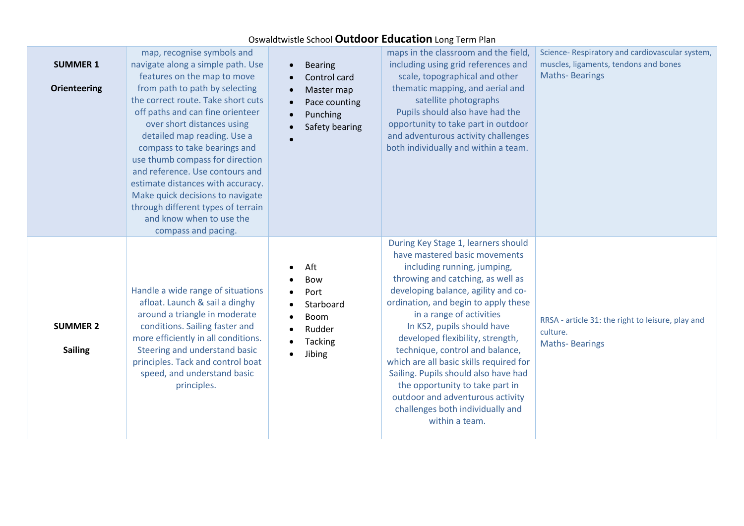Oswaldtwistle School **Outdoor Education** Long Term Plan

| | | | | |
|---|---|---|---|---|
| **SUMMER 1**<br><br>**Orienteering** | map, recognise symbols and navigate along a simple path. Use features on the map to move from path to path by selecting the correct route. Take short cuts off paths and can fine orienteer over short distances using detailed map reading. Use a compass to take bearings and use thumb compass for direction and reference. Use contours and estimate distances with accuracy. Make quick decisions to navigate through different types of terrain and know when to use the compass and pacing. | • Bearing<br>• Control card<br>• Master map<br>• Pace counting<br>• Punching<br>• Safety bearing<br>• | maps in the classroom and the field, including using grid references and scale, topographical and other thematic mapping, and aerial and satellite photographs<br>Pupils should also have had the opportunity to take part in outdoor and adventurous activity challenges both individually and within a team. | Science- Respiratory and cardiovascular system, muscles, ligaments, tendons and bones<br>Maths- Bearings |
| **SUMMER 2**<br><br>**Sailing** | Handle a wide range of situations afloat. Launch & sail a dinghy around a triangle in moderate conditions. Sailing faster and more efficiently in all conditions. Steering and understand basic principles. Tack and control boat speed, and understand basic principles. | • Aft<br>• Bow<br>• Port<br>• Starboard<br>• Boom<br>• Rudder<br>• Tacking<br>• Jibing | During Key Stage 1, learners should have mastered basic movements including running, jumping, throwing and catching, as well as developing balance, agility and co-ordination, and begin to apply these in a range of activities<br>In KS2, pupils should have developed flexibility, strength, technique, control and balance, which are all basic skills required for Sailing. Pupils should also have had the opportunity to take part in outdoor and adventurous activity challenges both individually and within a team. | RRSA - article 31: the right to leisure, play and culture.<br>Maths- Bearings |